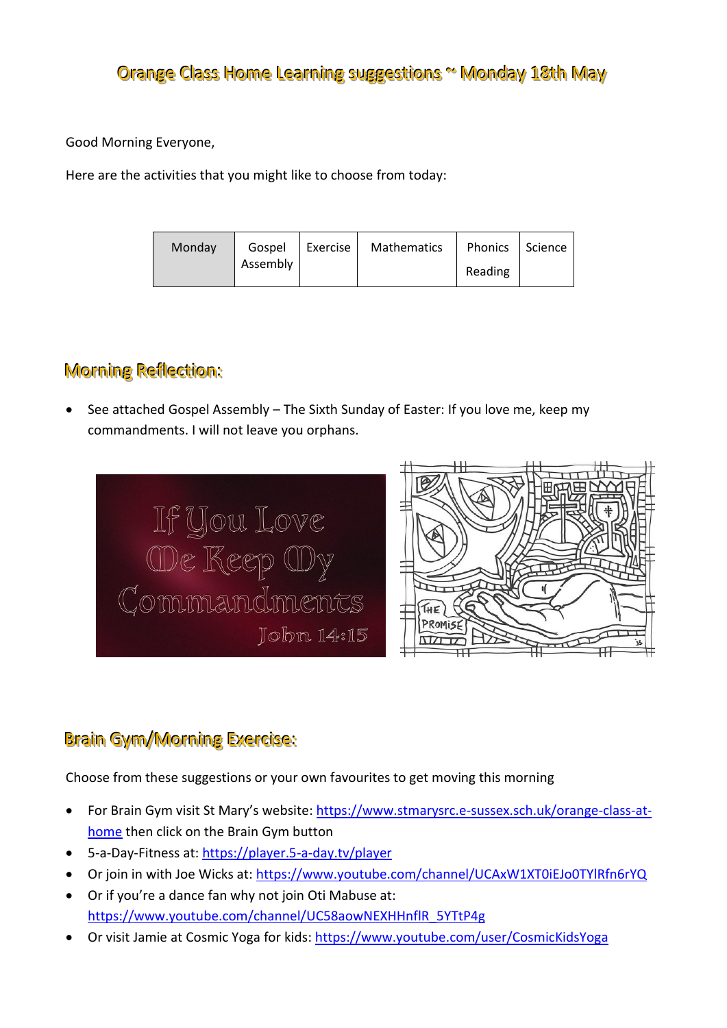# Orange Class Home Learning suggestions ~ Monday 18th May

Good Morning Everyone,

Here are the activities that you might like to choose from today:

| Monday | Gospel Assembly | Exercise | Mathematics | Phonics Reading | Science |
|---|---|---|---|---|---|

## Morning Reflection:

- See attached Gospel Assembly – The Sixth Sunday of Easter: If you love me, keep my commandments. I will not leave you orphans.

## Brain Gym/Morning Exercise:

Choose from these suggestions or your own favourites to get moving this morning

- For Brain Gym visit St Mary's website: https://www.stmarysrc.e-sussex.sch.uk/orange-class-at-home then click on the Brain Gym button
- 5-a-Day-Fitness at: https://player.5-a-day.tv/player
- Or join in with Joe Wicks at: https://www.youtube.com/channel/UCAxW1XT0iEJo0TYlRfn6rYQ
- Or if you're a dance fan why not join Oti Mabuse at: https://www.youtube.com/channel/UC58aowNEXHHnflR_5YTtP4g
- Or visit Jamie at Cosmic Yoga for kids: https://www.youtube.com/user/CosmicKidsYoga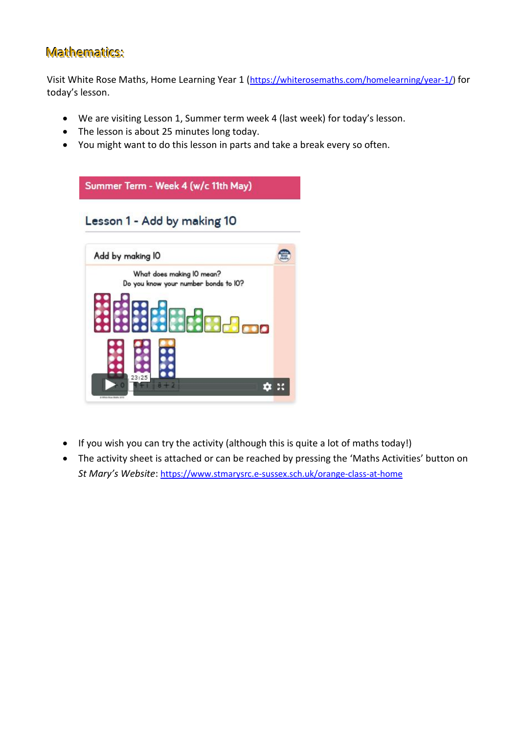# Mathematics:

Visit White Rose Maths, Home Learning Year 1 ([https://whiterosemaths.com/homelearning/year-1/](https://whiterosemaths.com/homelearning/year-1/)) for today's lesson.

- We are visiting Lesson 1, Summer term week 4 (last week) for today's lesson.
- The lesson is about 25 minutes long today.
- You might want to do this lesson in parts and take a break every so often.

Summer Term - Week 4 (w/c 11th May)

Lesson 1 - Add by making 10

Add by making 10

What does making 10 mean?
Do you know your number bonds to 10?

- If you wish you can try the activity (although this is quite a lot of maths today!)
- The activity sheet is attached or can be reached by pressing the 'Maths Activities' button on *St Mary's Website*: [https://www.stmarysrc.e-sussex.sch.uk/orange-class-at-home](https://www.stmarysrc.e-sussex.sch.uk/orange-class-at-home)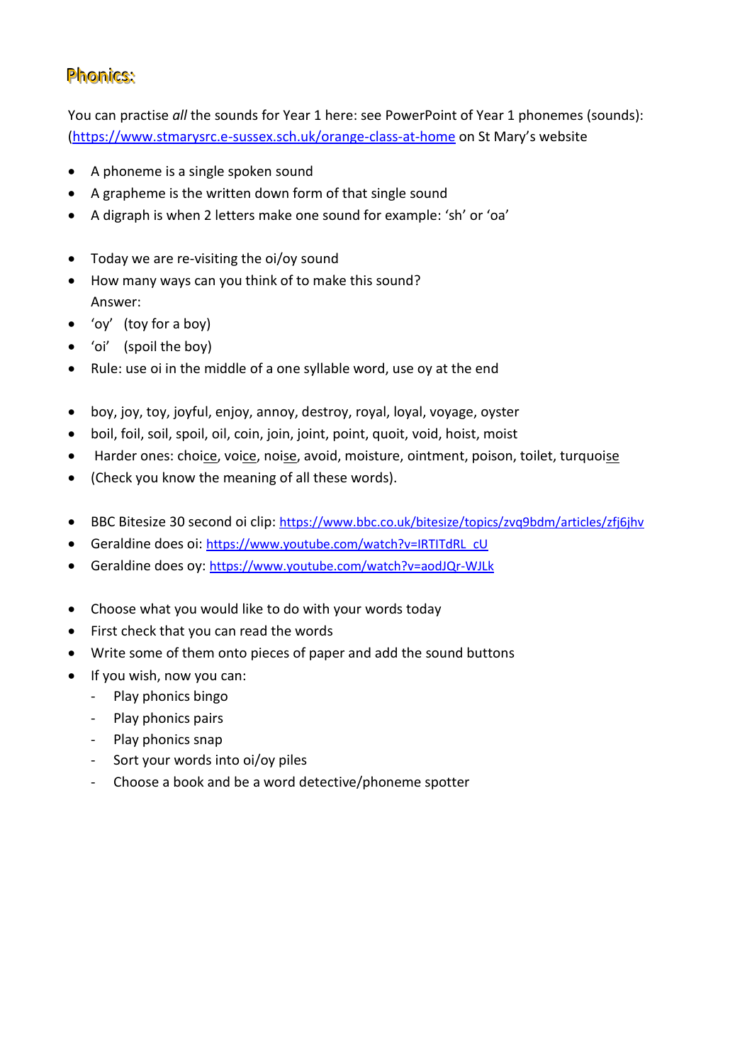## Phonics:

You can practise *all* the sounds for Year 1 here: see PowerPoint of Year 1 phonemes (sounds): ([https://www.stmarysrc.e-sussex.sch.uk/orange-class-at-home](https://www.stmarysrc.e-sussex.sch.uk/orange-class-at-home) on St Mary's website

- A phoneme is a single spoken sound
- A grapheme is the written down form of that single sound
- A digraph is when 2 letters make one sound for example: 'sh' or 'oa'

- Today we are re-visiting the oi/oy sound
- How many ways can you think of to make this sound?
  Answer:
- 'oy' (toy for a boy)
- 'oi' (spoil the boy)
- Rule: use oi in the middle of a one syllable word, use oy at the end

- boy, joy, toy, joyful, enjoy, annoy, destroy, royal, loyal, voyage, oyster
- boil, foil, soil, spoil, oil, coin, join, joint, point, quoit, void, hoist, moist
- Harder ones: choi<u>ce</u>, voi<u>ce</u>, noi<u>se</u>, avoid, moisture, ointment, poison, toilet, turquoi<u>se</u>
- (Check you know the meaning of all these words).

- BBC Bitesize 30 second oi clip: [https://www.bbc.co.uk/bitesize/topics/zvq9bdm/articles/zfj6jhv](https://www.bbc.co.uk/bitesize/topics/zvq9bdm/articles/zfj6jhv)
- Geraldine does oi: [https://www.youtube.com/watch?v=IRTITdRL_cU](https://www.youtube.com/watch?v=IRTITdRL_cU)
- Geraldine does oy: [https://www.youtube.com/watch?v=aodJQr-WJLk](https://www.youtube.com/watch?v=aodJQr-WJLk)

- Choose what you would like to do with your words today
- First check that you can read the words
- Write some of them onto pieces of paper and add the sound buttons
- If you wish, now you can:
  - Play phonics bingo
  - Play phonics pairs
  - Play phonics snap
  - Sort your words into oi/oy piles
  - Choose a book and be a word detective/phoneme spotter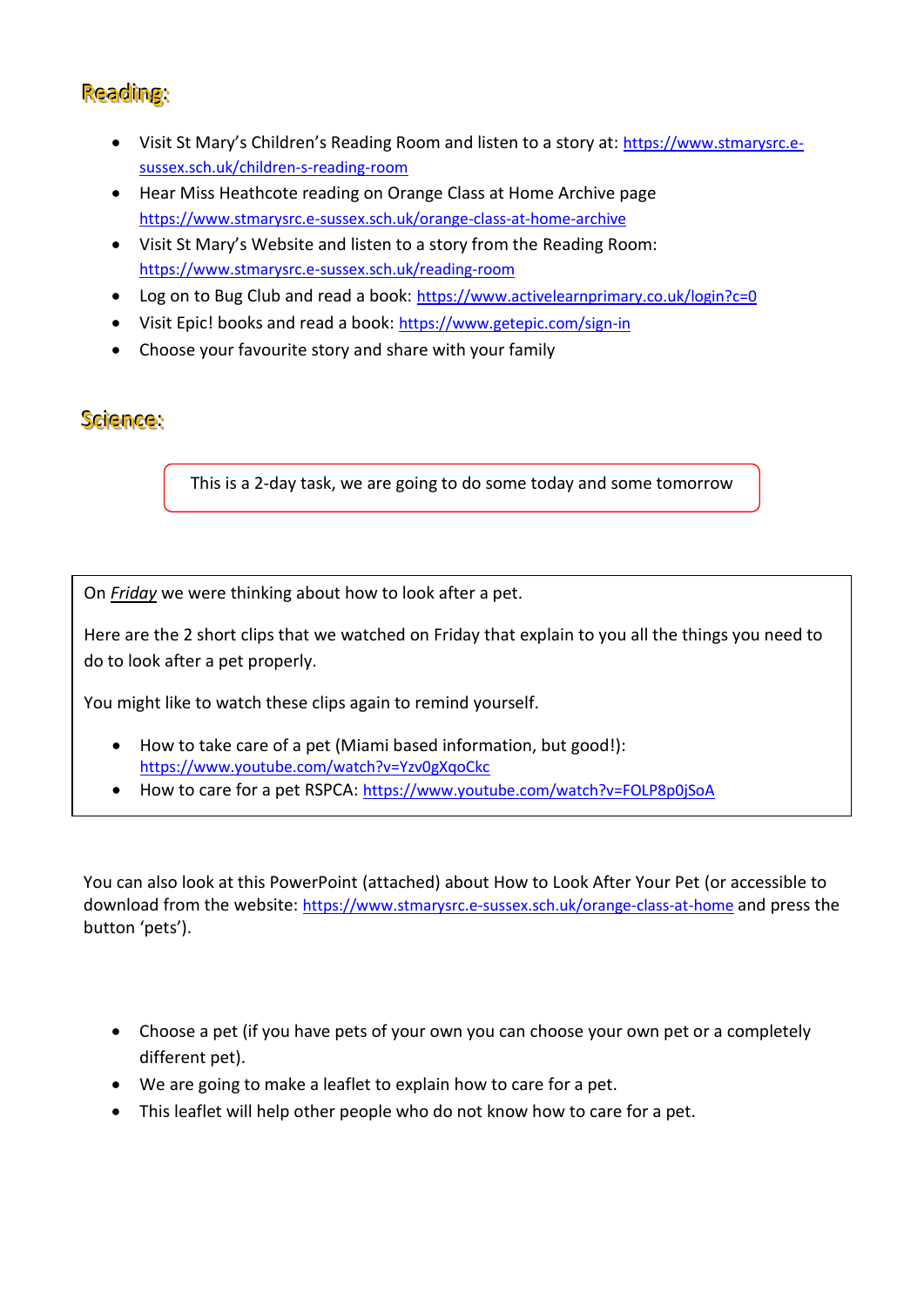## Reading:

- Visit St Mary's Children's Reading Room and listen to a story at: https://www.stmarysrc.e-sussex.sch.uk/children-s-reading-room
- Hear Miss Heathcote reading on Orange Class at Home Archive page https://www.stmarysrc.e-sussex.sch.uk/orange-class-at-home-archive
- Visit St Mary's Website and listen to a story from the Reading Room: https://www.stmarysrc.e-sussex.sch.uk/reading-room
- Log on to Bug Club and read a book: https://www.activelearnprimary.co.uk/login?c=0
- Visit Epic! books and read a book: https://www.getepic.com/sign-in
- Choose your favourite story and share with your family

## Science:

This is a 2-day task, we are going to do some today and some tomorrow

On ***Friday*** we were thinking about how to look after a pet.

Here are the 2 short clips that we watched on Friday that explain to you all the things you need to do to look after a pet properly.

You might like to watch these clips again to remind yourself.

- How to take care of a pet (Miami based information, but good!): https://www.youtube.com/watch?v=Yzv0gXqoCkc
- How to care for a pet RSPCA: https://www.youtube.com/watch?v=FOLP8p0jSoA

You can also look at this PowerPoint (attached) about How to Look After Your Pet (or accessible to download from the website: https://www.stmarysrc.e-sussex.sch.uk/orange-class-at-home and press the button 'pets').

- Choose a pet (if you have pets of your own you can choose your own pet or a completely different pet).
- We are going to make a leaflet to explain how to care for a pet.
- This leaflet will help other people who do not know how to care for a pet.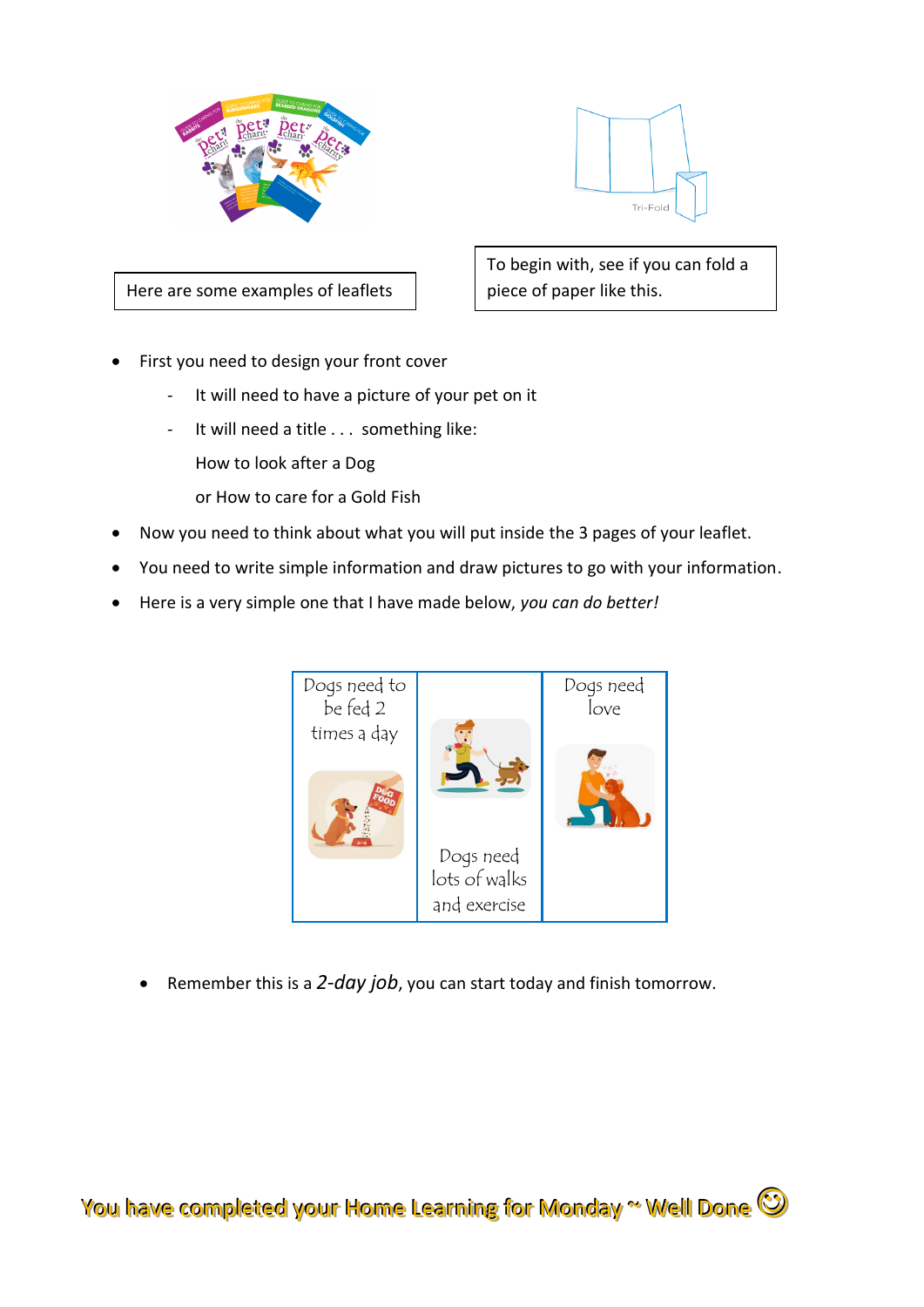Here are some examples of leaflets

To begin with, see if you can fold a piece of paper like this.

Tri-Fold

- First you need to design your front cover
  - It will need to have a picture of your pet on it
  - It will need a title . . . something like:

    How to look after a Dog

    or How to care for a Gold Fish
- Now you need to think about what you will put inside the 3 pages of your leaflet.
- You need to write simple information and draw pictures to go with your information.
- Here is a very simple one that I have made below, *you can do better!*

| | | |
|---|---|---|
| Dogs need to be fed 2 times a day | Dogs need lots of walks and exercise | Dogs need love |

- Remember this is a *2-day job*, you can start today and finish tomorrow.

You have completed your Home Learning for Monday ~ Well Done ☺